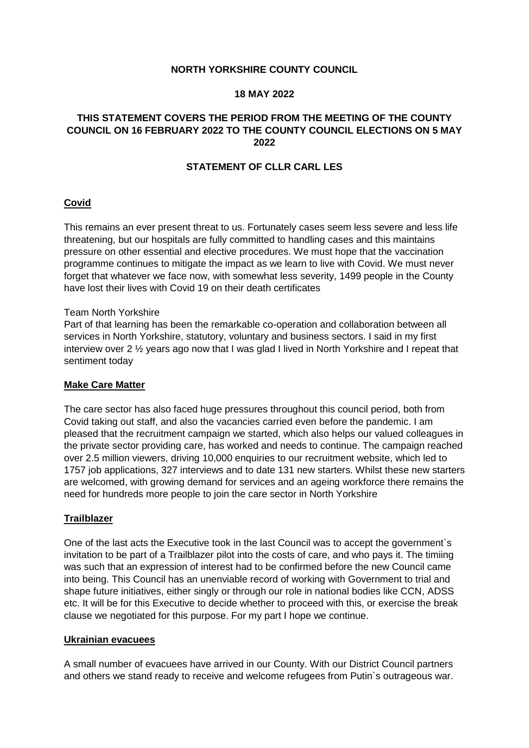**NORTH YORKSHIRE COUNTY COUNCIL**

**18 MAY 2022**

**THIS STATEMENT COVERS THE PERIOD FROM THE MEETING OF THE COUNTY COUNCIL ON 16 FEBRUARY 2022 TO THE COUNTY COUNCIL ELECTIONS ON 5 MAY 2022**

**STATEMENT OF CLLR CARL LES**

## Covid

This remains an ever present threat to us. Fortunately cases seem less severe and less life threatening, but our hospitals are fully committed to handling cases and this maintains pressure on other essential and elective procedures. We must hope that the vaccination programme continues to mitigate the impact as we learn to live with Covid. We must never forget that whatever we face now, with somewhat less severity, 1499 people in the County have lost their lives with Covid 19 on their death certificates

Team North Yorkshire

Part of that learning has been the remarkable co-operation and collaboration between all services in North Yorkshire, statutory, voluntary and business sectors. I said in my first interview over 2 ½ years ago now that I was glad I lived in North Yorkshire and I repeat that sentiment today

## Make Care Matter

The care sector has also faced huge pressures throughout this council period, both from Covid taking out staff, and also the vacancies carried even before the pandemic. I am pleased that the recruitment campaign we started, which also helps our valued colleagues in the private sector providing care, has worked and needs to continue. The campaign reached over 2.5 million viewers, driving 10,000 enquiries to our recruitment website, which led to 1757 job applications, 327 interviews and to date 131 new starters. Whilst these new starters are welcomed, with growing demand for services and an ageing workforce there remains the need for hundreds more people to join the care sector in North Yorkshire

## Trailblazer

One of the last acts the Executive took in the last Council was to accept the government`s invitation to be part of a Trailblazer pilot into the costs of care, and who pays it. The timiing was such that an expression of interest had to be confirmed before the new Council came into being. This Council has an unenviable record of working with Government to trial and shape future initiatives, either singly or through our role in national bodies like CCN, ADSS etc. It will be for this Executive to decide whether to proceed with this, or exercise the break clause we negotiated for this purpose. For my part I hope we continue.

## Ukrainian evacuees

A small number of evacuees have arrived in our County. With our District Council partners and others we stand ready to receive and welcome refugees from Putin`s outrageous war.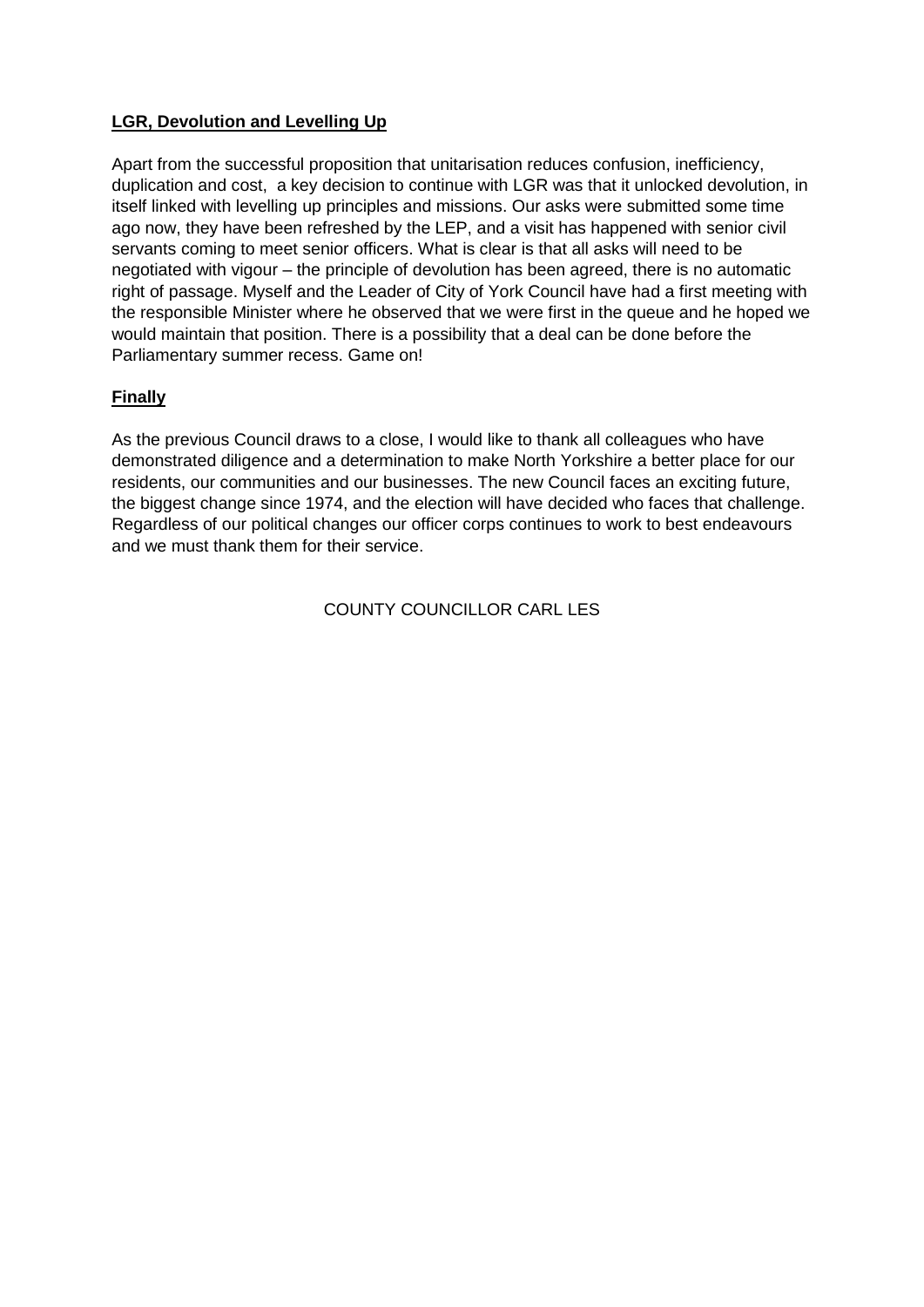**LGR, Devolution and Levelling Up**

Apart from the successful proposition that unitarisation reduces confusion, inefficiency, duplication and cost, a key decision to continue with LGR was that it unlocked devolution, in itself linked with levelling up principles and missions. Our asks were submitted some time ago now, they have been refreshed by the LEP, and a visit has happened with senior civil servants coming to meet senior officers. What is clear is that all asks will need to be negotiated with vigour – the principle of devolution has been agreed, there is no automatic right of passage. Myself and the Leader of City of York Council have had a first meeting with the responsible Minister where he observed that we were first in the queue and he hoped we would maintain that position. There is a possibility that a deal can be done before the Parliamentary summer recess. Game on!

**Finally**

As the previous Council draws to a close, I would like to thank all colleagues who have demonstrated diligence and a determination to make North Yorkshire a better place for our residents, our communities and our businesses. The new Council faces an exciting future, the biggest change since 1974, and the election will have decided who faces that challenge. Regardless of our political changes our officer corps continues to work to best endeavours and we must thank them for their service.

COUNTY COUNCILLOR CARL LES